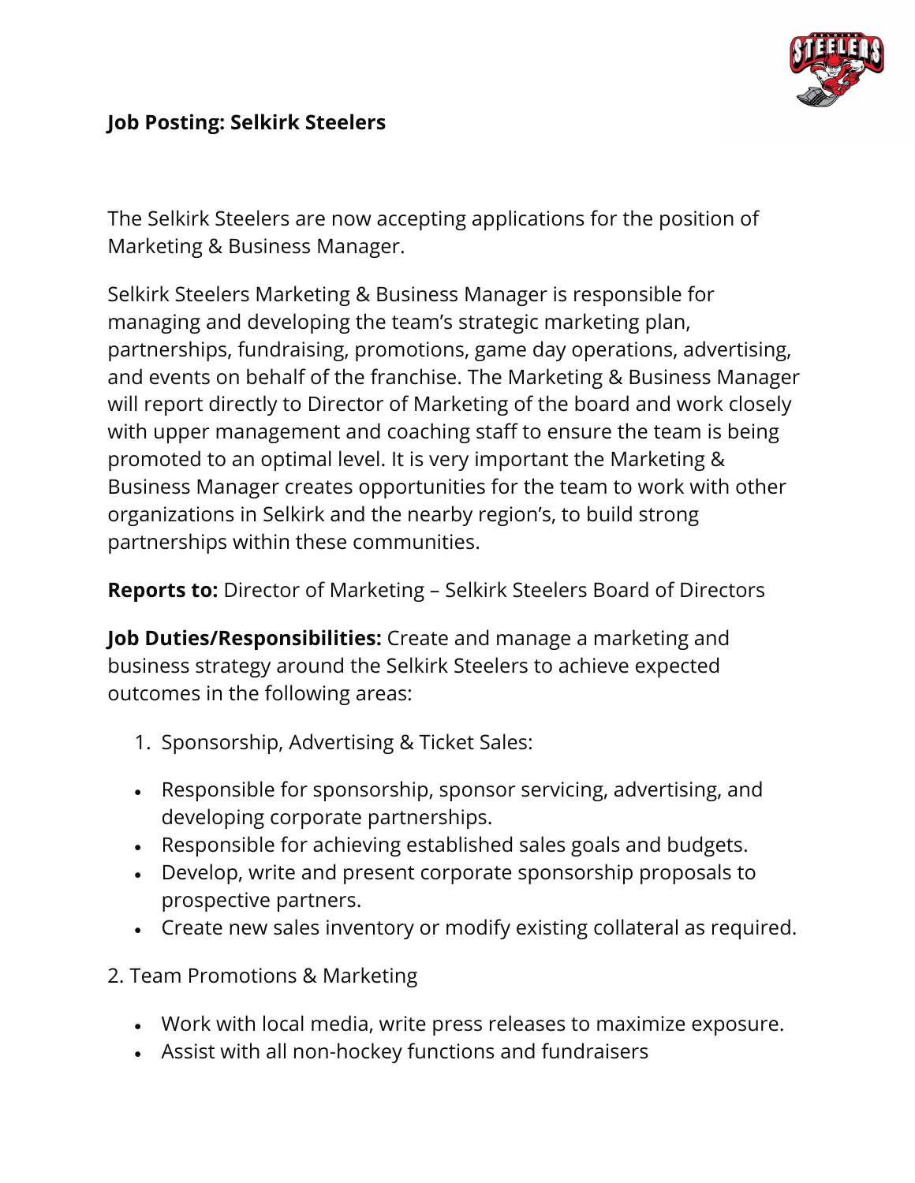**Job Posting: Selkirk Steelers**

The Selkirk Steelers are now accepting applications for the position of Marketing & Business Manager.

Selkirk Steelers Marketing & Business Manager is responsible for managing and developing the team's strategic marketing plan, partnerships, fundraising, promotions, game day operations, advertising, and events on behalf of the franchise. The Marketing & Business Manager will report directly to Director of Marketing of the board and work closely with upper management and coaching staff to ensure the team is being promoted to an optimal level. It is very important the Marketing & Business Manager creates opportunities for the team to work with other organizations in Selkirk and the nearby region's, to build strong partnerships within these communities.

**Reports to:** Director of Marketing – Selkirk Steelers Board of Directors

**Job Duties/Responsibilities:** Create and manage a marketing and business strategy around the Selkirk Steelers to achieve expected outcomes in the following areas:

1. Sponsorship, Advertising & Ticket Sales:

- Responsible for sponsorship, sponsor servicing, advertising, and developing corporate partnerships.
- Responsible for achieving established sales goals and budgets.
- Develop, write and present corporate sponsorship proposals to prospective partners.
- Create new sales inventory or modify existing collateral as required.

2. Team Promotions & Marketing

- Work with local media, write press releases to maximize exposure.
- Assist with all non-hockey functions and fundraisers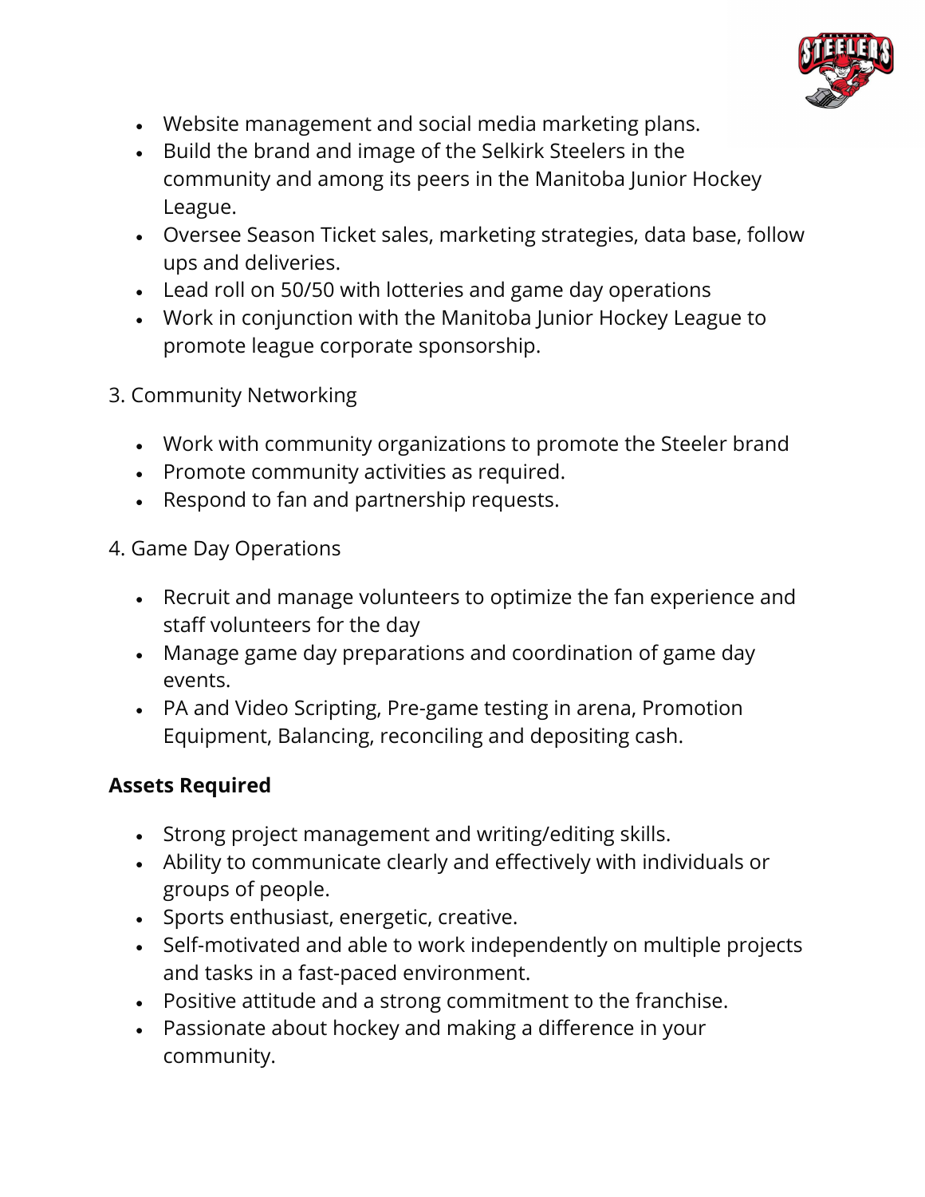- Website management and social media marketing plans.
- Build the brand and image of the Selkirk Steelers in the community and among its peers in the Manitoba Junior Hockey League.
- Oversee Season Ticket sales, marketing strategies, data base, follow ups and deliveries.
- Lead roll on 50/50 with lotteries and game day operations
- Work in conjunction with the Manitoba Junior Hockey League to promote league corporate sponsorship.

3. Community Networking

- Work with community organizations to promote the Steeler brand
- Promote community activities as required.
- Respond to fan and partnership requests.

4. Game Day Operations

- Recruit and manage volunteers to optimize the fan experience and staff volunteers for the day
- Manage game day preparations and coordination of game day events.
- PA and Video Scripting, Pre-game testing in arena, Promotion Equipment, Balancing, reconciling and depositing cash.

**Assets Required**

- Strong project management and writing/editing skills.
- Ability to communicate clearly and effectively with individuals or groups of people.
- Sports enthusiast, energetic, creative.
- Self-motivated and able to work independently on multiple projects and tasks in a fast-paced environment.
- Positive attitude and a strong commitment to the franchise.
- Passionate about hockey and making a difference in your community.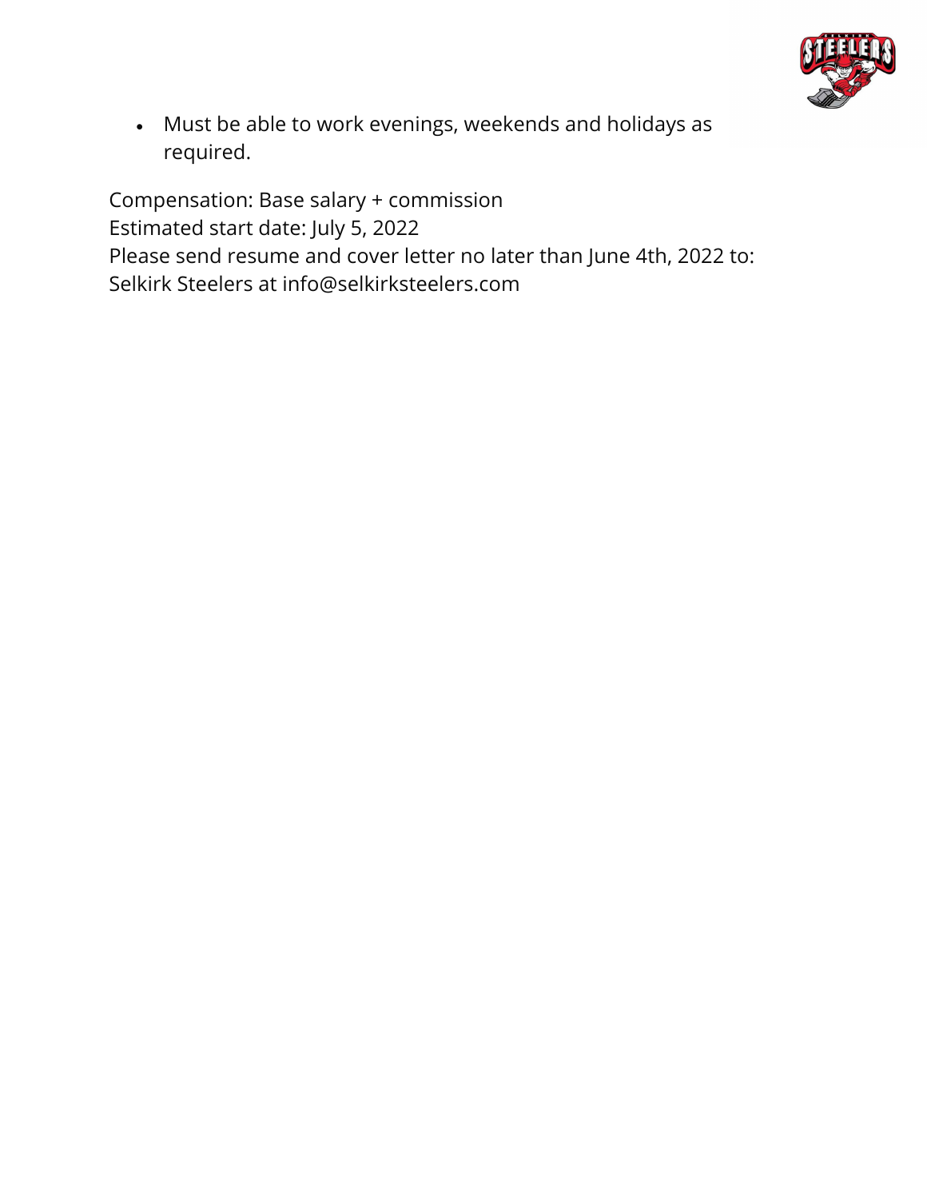- Must be able to work evenings, weekends and holidays as required.

Compensation: Base salary + commission
Estimated start date: July 5, 2022
Please send resume and cover letter no later than June 4th, 2022 to:
Selkirk Steelers at info@selkirksteelers.com